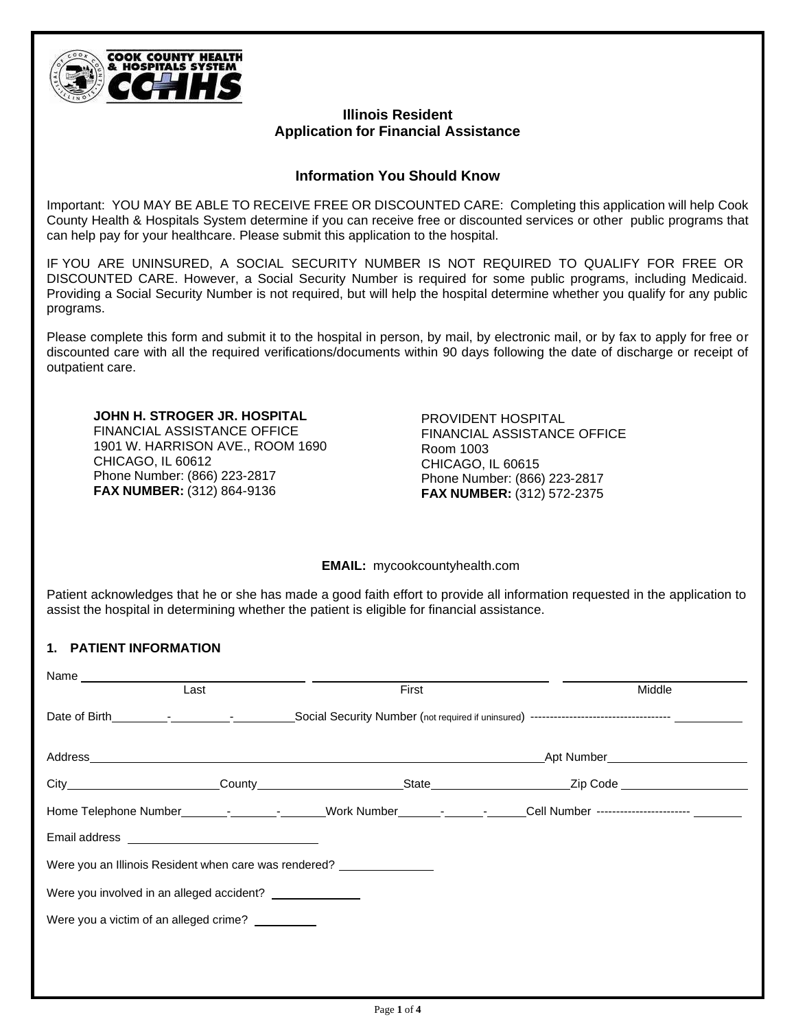COOK COUNTY HEALTH & HOSPITALS SYSTEM

CCHHS

## Illinois Resident
## Application for Financial Assistance

### Information You Should Know

Important: YOU MAY BE ABLE TO RECEIVE FREE OR DISCOUNTED CARE: Completing this application will help Cook County Health & Hospitals System determine if you can receive free or discounted services or other public programs that can help pay for your healthcare. Please submit this application to the hospital.

IF YOU ARE UNINSURED, A SOCIAL SECURITY NUMBER IS NOT REQUIRED TO QUALIFY FOR FREE OR DISCOUNTED CARE. However, a Social Security Number is required for some public programs, including Medicaid. Providing a Social Security Number is not required, but will help the hospital determine whether you qualify for any public programs.

Please complete this form and submit it to the hospital in person, by mail, by electronic mail, or by fax to apply for free or discounted care with all the required verifications/documents within 90 days following the date of discharge or receipt of outpatient care.

**JOHN H. STROGER JR. HOSPITAL**
FINANCIAL ASSISTANCE OFFICE
1901 W. HARRISON AVE., ROOM 1690
CHICAGO, IL 60612
Phone Number: (866) 223-2817
**FAX NUMBER:** (312) 864-9136

PROVIDENT HOSPITAL
FINANCIAL ASSISTANCE OFFICE
Room 1003
CHICAGO, IL 60615
Phone Number: (866) 223-2817
**FAX NUMBER:** (312) 572-2375

**EMAIL:** mycookcountyhealth.com

Patient acknowledges that he or she has made a good faith effort to provide all information requested in the application to assist the hospital in determining whether the patient is eligible for financial assistance.

### 1. PATIENT INFORMATION

Name ______________________ ______________________ ______________________
Last First Middle

Date of Birth______-______-______Social Security Number (not required if uninsured) ------------------------------------ __________

Address______________________________________________Apt Number______________

City______________County______________State______________Zip Code ______________

Home Telephone Number______-______-______Work Number______-______-______Cell Number ------------------------ ________

Email address ______________________

Were you an Illinois Resident when care was rendered? ____________

Were you involved in an alleged accident? ____________

Were you a victim of an alleged crime? ________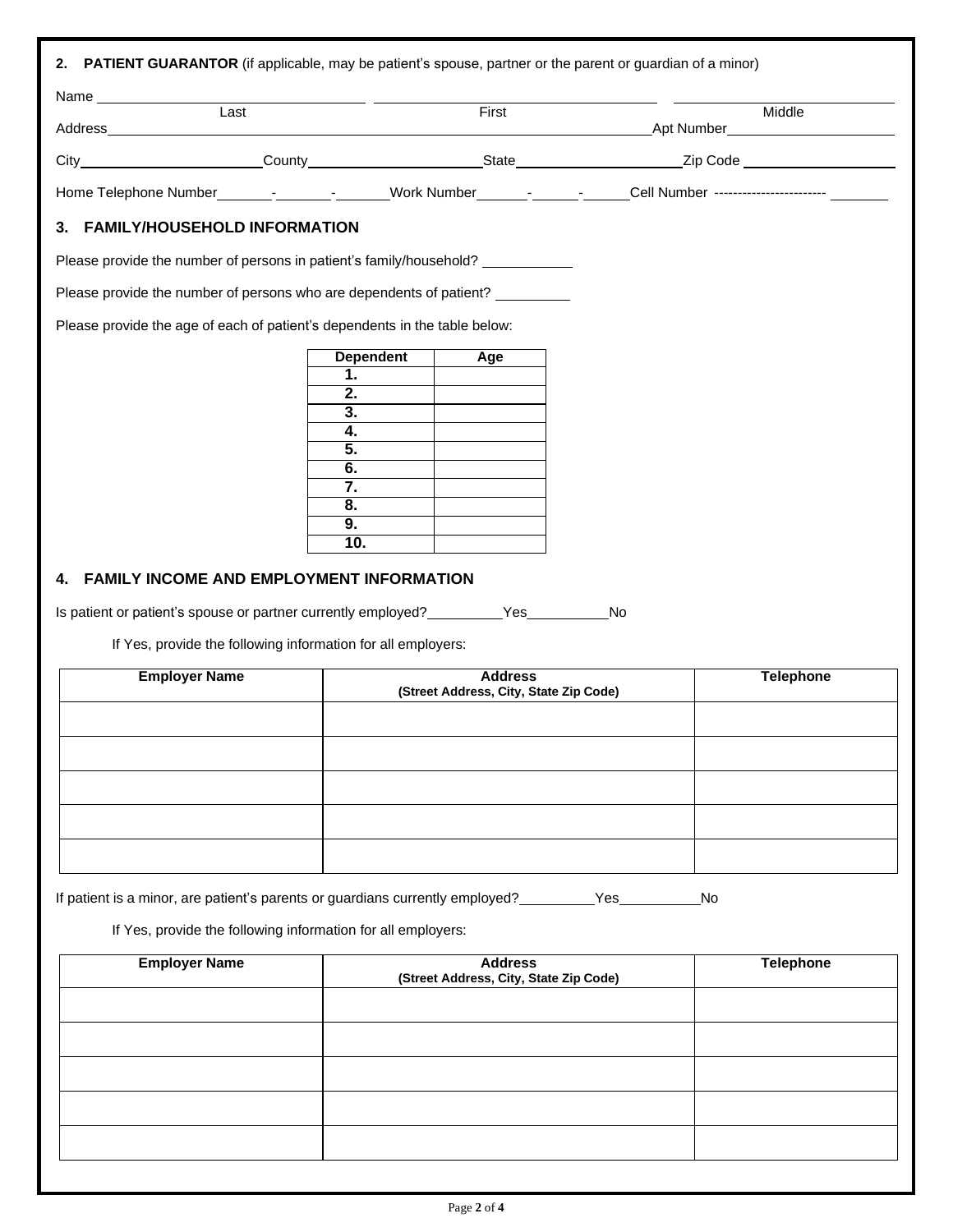## 2. PATIENT GUARANTOR (if applicable, may be patient's spouse, partner or the parent or guardian of a minor)

Name ______________________ ______________________ ______________________
Last First Middle

Address ______________________________________________ Apt Number ______________

City ______________ County ______________ State ______________ Zip Code ______________

Home Telephone Number _____-_____-_____ Work Number _____-_____-_____ Cell Number ----------------------- _____

## 3. FAMILY/HOUSEHOLD INFORMATION

Please provide the number of persons in patient's family/household? __________

Please provide the number of persons who are dependents of patient? __________

Please provide the age of each of patient's dependents in the table below:

| Dependent | Age |
|---|---|
| 1. | |
| 2. | |
| 3. | |
| 4. | |
| 5. | |
| 6. | |
| 7. | |
| 8. | |
| 9. | |
| 10. | |

## 4. FAMILY INCOME AND EMPLOYMENT INFORMATION

Is patient or patient's spouse or partner currently employed? ________ Yes ________ No

If Yes, provide the following information for all employers:

| Employer Name | Address (Street Address, City, State Zip Code) | Telephone |
|---|---|---|
| | | |
| | | |
| | | |
| | | |
| | | |

If patient is a minor, are patient's parents or guardians currently employed? ________ Yes ________ No

If Yes, provide the following information for all employers:

| Employer Name | Address (Street Address, City, State Zip Code) | Telephone |
|---|---|---|
| | | |
| | | |
| | | |
| | | |
| | | |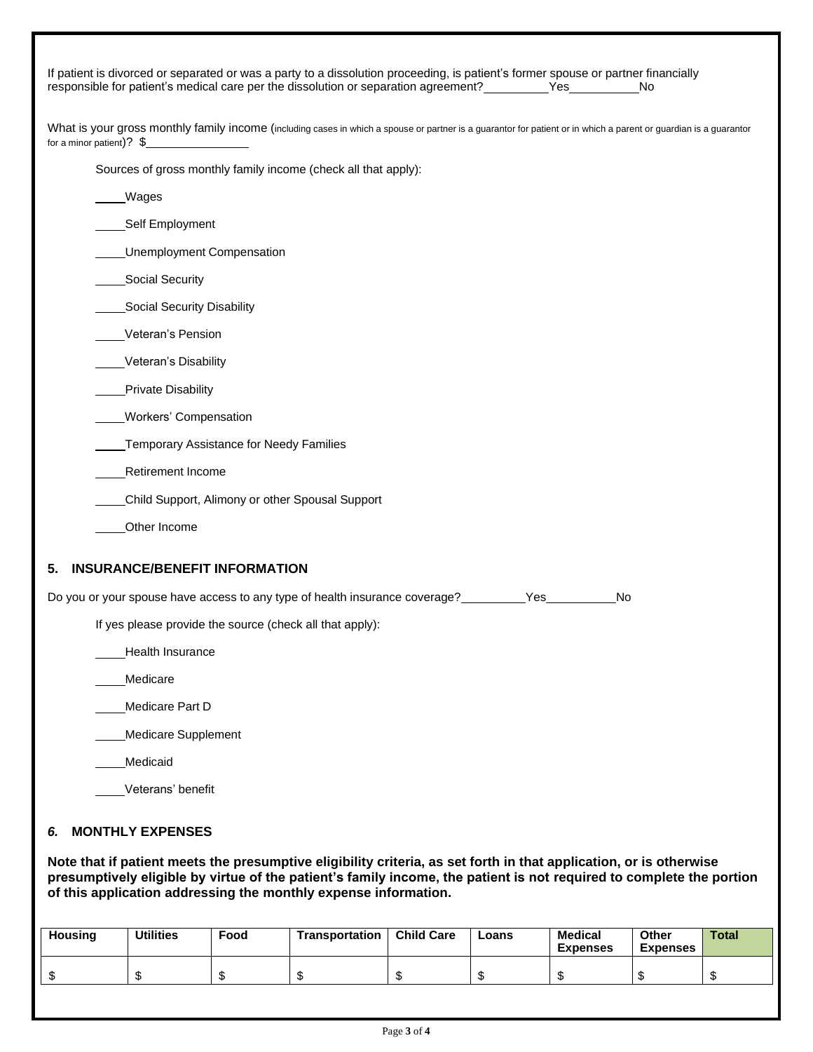If patient is divorced or separated or was a party to a dissolution proceeding, is patient's former spouse or partner financially responsible for patient's medical care per the dissolution or separation agreement? \_\_\_\_\_\_\_\_\_\_Yes\_\_\_\_\_\_\_\_\_\_No

What is your gross monthly family income (including cases in which a spouse or partner is a guarantor for patient or in which a parent or guardian is a guarantor for a minor patient)? $\_\_\_\_\_\_\_\_\_\_\_\_\_\_\_\_

Sources of gross monthly family income (check all that apply):

\_\_\_\_Wages

\_\_\_\_Self Employment

\_\_\_\_Unemployment Compensation

\_\_\_\_Social Security

\_\_\_\_Social Security Disability

\_\_\_\_Veteran's Pension

\_\_\_\_Veteran's Disability

\_\_\_\_Private Disability

\_\_\_\_Workers' Compensation

\_\_\_\_Temporary Assistance for Needy Families

\_\_\_\_Retirement Income

\_\_\_\_Child Support, Alimony or other Spousal Support

\_\_\_\_Other Income

## 5. INSURANCE/BENEFIT INFORMATION

Do you or your spouse have access to any type of health insurance coverage? \_\_\_\_\_\_\_\_\_\_Yes\_\_\_\_\_\_\_\_\_\_No

If yes please provide the source (check all that apply):

\_\_\_\_Health Insurance

\_\_\_\_Medicare

\_\_\_\_Medicare Part D

\_\_\_\_Medicare Supplement

\_\_\_\_Medicaid

\_\_\_\_Veterans' benefit

## *6.* MONTHLY EXPENSES

**Note that if patient meets the presumptive eligibility criteria, as set forth in that application, or is otherwise presumptively eligible by virtue of the patient's family income, the patient is not required to complete the portion of this application addressing the monthly expense information.**

| Housing | Utilities | Food | Transportation | Child Care | Loans | Medical Expenses | Other Expenses | Total |
|---|---|---|---|---|---|---|---|---|
| $ | $ | $ | $ | $ | $ | $ | $ | $ |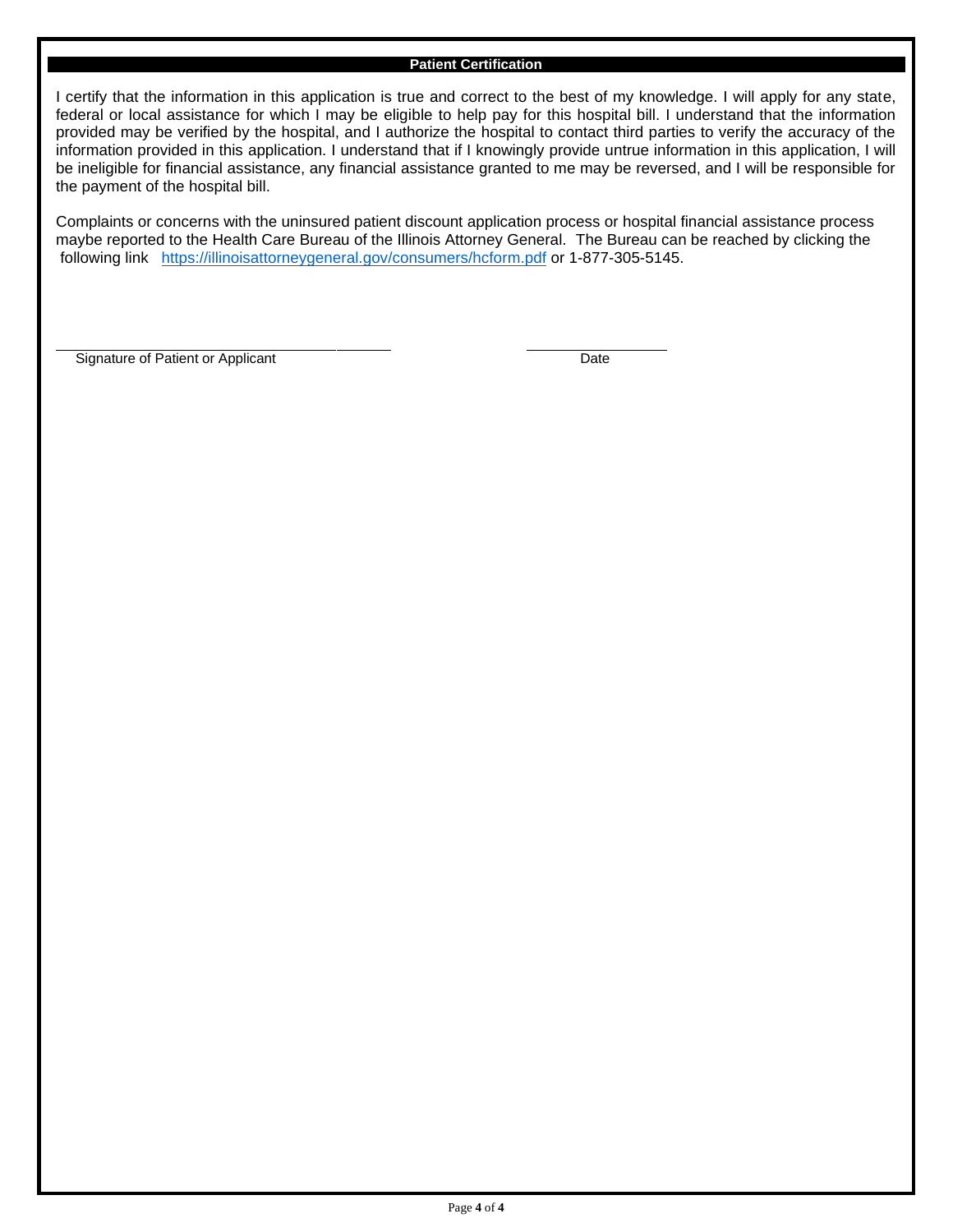## Patient Certification

I certify that the information in this application is true and correct to the best of my knowledge. I will apply for any state, federal or local assistance for which I may be eligible to help pay for this hospital bill. I understand that the information provided may be verified by the hospital, and I authorize the hospital to contact third parties to verify the accuracy of the information provided in this application. I understand that if I knowingly provide untrue information in this application, I will be ineligible for financial assistance, any financial assistance granted to me may be reversed, and I will be responsible for the payment of the hospital bill.

Complaints or concerns with the uninsured patient discount application process or hospital financial assistance process maybe reported to the Health Care Bureau of the Illinois Attorney General. The Bureau can be reached by clicking the following link https://illinoisattorneygeneral.gov/consumers/hcform.pdf or 1-877-305-5145.

\_\_\_\_\_\_\_\_\_\_\_\_\_\_\_\_\_\_\_\_\_\_\_\_\_\_\_\_\_\_\_\_\_\_\_\_\_\_\_\_ &nbsp;&nbsp;&nbsp;&nbsp;&nbsp;&nbsp;&nbsp;&nbsp; \_\_\_\_\_\_\_\_\_\_\_\_\_\_\_\_\_\_\_\_

Signature of Patient or Applicant &nbsp;&nbsp;&nbsp;&nbsp;&nbsp;&nbsp;&nbsp;&nbsp;&nbsp;&nbsp;&nbsp;&nbsp;&nbsp;&nbsp;&nbsp;&nbsp;&nbsp;&nbsp;&nbsp;&nbsp;&nbsp;&nbsp;&nbsp;&nbsp;&nbsp;&nbsp;&nbsp;&nbsp;&nbsp;&nbsp; Date